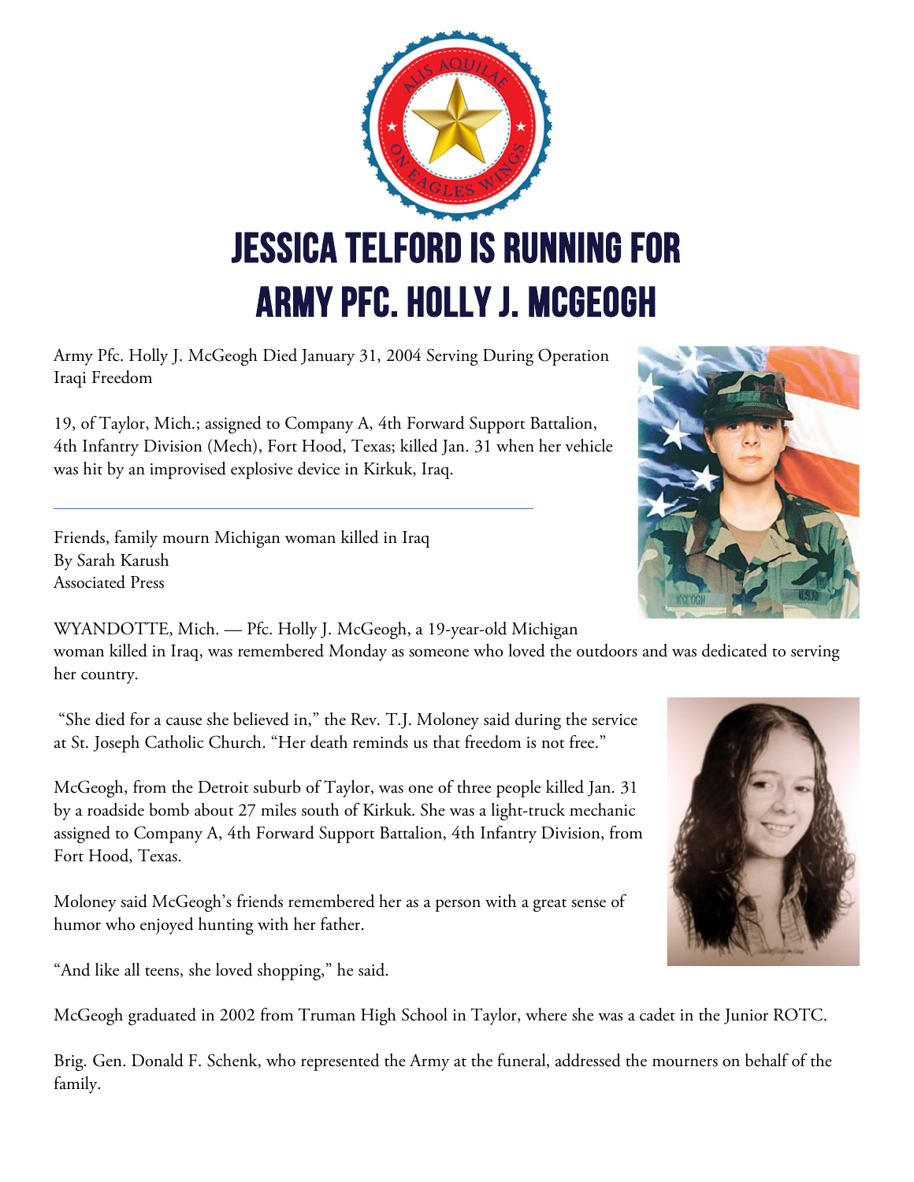# JESSICA TELFORD IS RUNNING FOR ARMY PFC. HOLLY J. MCGEOGH

Army Pfc. Holly J. McGeogh Died January 31, 2004 Serving During Operation Iraqi Freedom

19, of Taylor, Mich.; assigned to Company A, 4th Forward Support Battalion, 4th Infantry Division (Mech), Fort Hood, Texas; killed Jan. 31 when her vehicle was hit by an improvised explosive device in Kirkuk, Iraq.

---

Friends, family mourn Michigan woman killed in Iraq
By Sarah Karush
Associated Press

WYANDOTTE, Mich. — Pfc. Holly J. McGeogh, a 19-year-old Michigan woman killed in Iraq, was remembered Monday as someone who loved the outdoors and was dedicated to serving her country.

"She died for a cause she believed in," the Rev. T.J. Moloney said during the service at St. Joseph Catholic Church. "Her death reminds us that freedom is not free."

McGeogh, from the Detroit suburb of Taylor, was one of three people killed Jan. 31 by a roadside bomb about 27 miles south of Kirkuk. She was a light-truck mechanic assigned to Company A, 4th Forward Support Battalion, 4th Infantry Division, from Fort Hood, Texas.

Moloney said McGeogh's friends remembered her as a person with a great sense of humor who enjoyed hunting with her father.

"And like all teens, she loved shopping," he said.

McGeogh graduated in 2002 from Truman High School in Taylor, where she was a cadet in the Junior ROTC.

Brig. Gen. Donald F. Schenk, who represented the Army at the funeral, addressed the mourners on behalf of the family.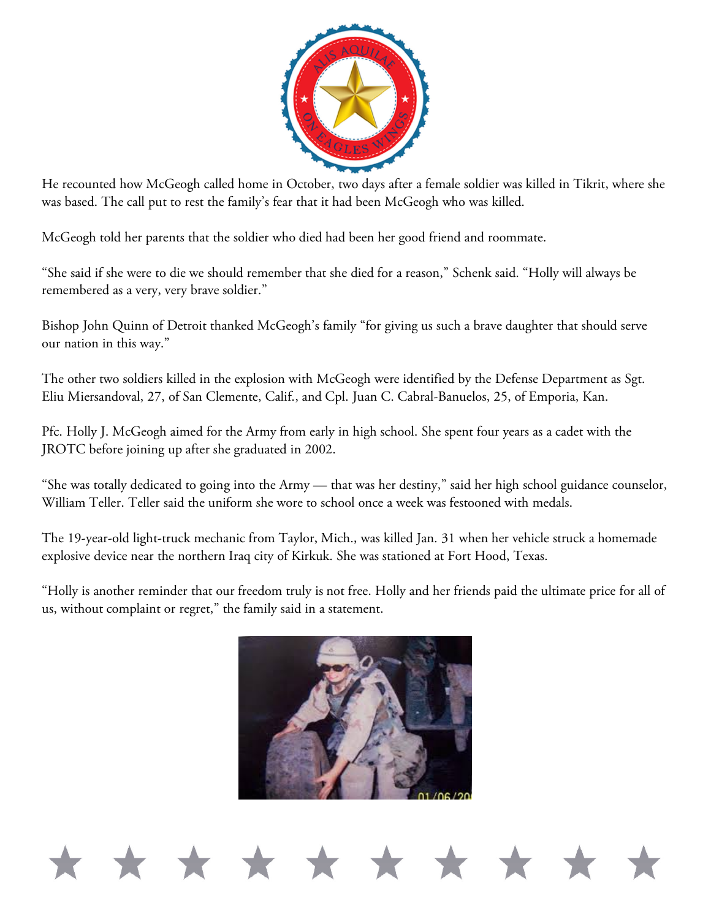He recounted how McGeogh called home in October, two days after a female soldier was killed in Tikrit, where she was based. The call put to rest the family's fear that it had been McGeogh who was killed.

McGeogh told her parents that the soldier who died had been her good friend and roommate.

"She said if she were to die we should remember that she died for a reason," Schenk said. "Holly will always be remembered as a very, very brave soldier."

Bishop John Quinn of Detroit thanked McGeogh's family "for giving us such a brave daughter that should serve our nation in this way."

The other two soldiers killed in the explosion with McGeogh were identified by the Defense Department as Sgt. Eliu Miersandoval, 27, of San Clemente, Calif., and Cpl. Juan C. Cabral-Banuelos, 25, of Emporia, Kan.

Pfc. Holly J. McGeogh aimed for the Army from early in high school. She spent four years as a cadet with the JROTC before joining up after she graduated in 2002.

"She was totally dedicated to going into the Army — that was her destiny," said her high school guidance counselor, William Teller. Teller said the uniform she wore to school once a week was festooned with medals.

The 19-year-old light-truck mechanic from Taylor, Mich., was killed Jan. 31 when her vehicle struck a homemade explosive device near the northern Iraq city of Kirkuk. She was stationed at Fort Hood, Texas.

"Holly is another reminder that our freedom truly is not free. Holly and her friends paid the ultimate price for all of us, without complaint or regret," the family said in a statement.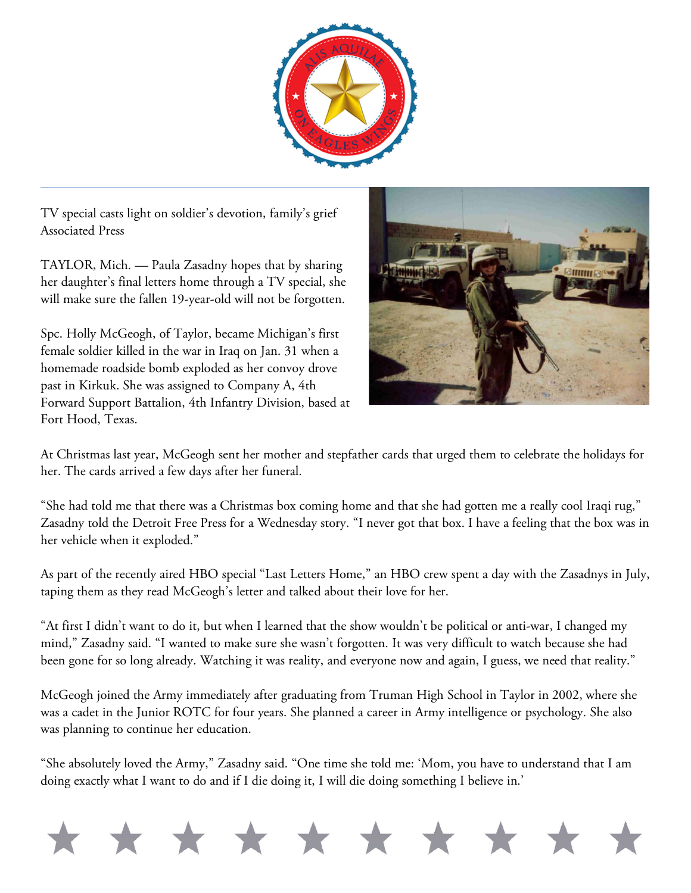TV special casts light on soldier's devotion, family's grief
Associated Press

TAYLOR, Mich. — Paula Zasadny hopes that by sharing her daughter's final letters home through a TV special, she will make sure the fallen 19-year-old will not be forgotten.

Spc. Holly McGeogh, of Taylor, became Michigan's first female soldier killed in the war in Iraq on Jan. 31 when a homemade roadside bomb exploded as her convoy drove past in Kirkuk. She was assigned to Company A, 4th Forward Support Battalion, 4th Infantry Division, based at Fort Hood, Texas.

At Christmas last year, McGeogh sent her mother and stepfather cards that urged them to celebrate the holidays for her. The cards arrived a few days after her funeral.

"She had told me that there was a Christmas box coming home and that she had gotten me a really cool Iraqi rug," Zasadny told the Detroit Free Press for a Wednesday story. "I never got that box. I have a feeling that the box was in her vehicle when it exploded."

As part of the recently aired HBO special "Last Letters Home," an HBO crew spent a day with the Zasadnys in July, taping them as they read McGeogh's letter and talked about their love for her.

"At first I didn't want to do it, but when I learned that the show wouldn't be political or anti-war, I changed my mind," Zasadny said. "I wanted to make sure she wasn't forgotten. It was very difficult to watch because she had been gone for so long already. Watching it was reality, and everyone now and again, I guess, we need that reality."

McGeogh joined the Army immediately after graduating from Truman High School in Taylor in 2002, where she was a cadet in the Junior ROTC for four years. She planned a career in Army intelligence or psychology. She also was planning to continue her education.

"She absolutely loved the Army," Zasadny said. "One time she told me: 'Mom, you have to understand that I am doing exactly what I want to do and if I die doing it, I will die doing something I believe in.'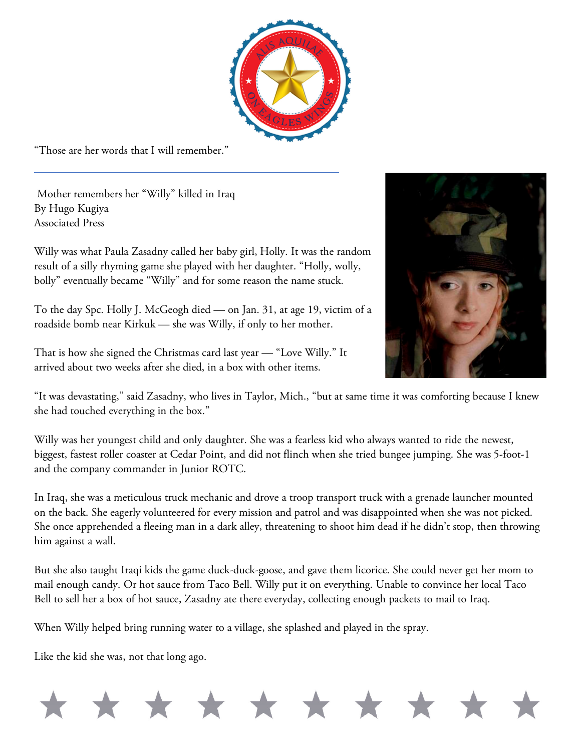"Those are her words that I will remember."

Mother remembers her "Willy" killed in Iraq
By Hugo Kugiya
Associated Press

Willy was what Paula Zasadny called her baby girl, Holly. It was the random result of a silly rhyming game she played with her daughter. "Holly, wolly, bolly" eventually became "Willy" and for some reason the name stuck.

To the day Spc. Holly J. McGeogh died — on Jan. 31, at age 19, victim of a roadside bomb near Kirkuk — she was Willy, if only to her mother.

That is how she signed the Christmas card last year — "Love Willy." It arrived about two weeks after she died, in a box with other items.

"It was devastating," said Zasadny, who lives in Taylor, Mich., "but at same time it was comforting because I knew she had touched everything in the box."

Willy was her youngest child and only daughter. She was a fearless kid who always wanted to ride the newest, biggest, fastest roller coaster at Cedar Point, and did not flinch when she tried bungee jumping. She was 5-foot-1 and the company commander in Junior ROTC.

In Iraq, she was a meticulous truck mechanic and drove a troop transport truck with a grenade launcher mounted on the back. She eagerly volunteered for every mission and patrol and was disappointed when she was not picked. She once apprehended a fleeing man in a dark alley, threatening to shoot him dead if he didn't stop, then throwing him against a wall.

But she also taught Iraqi kids the game duck-duck-goose, and gave them licorice. She could never get her mom to mail enough candy. Or hot sauce from Taco Bell. Willy put it on everything. Unable to convince her local Taco Bell to sell her a box of hot sauce, Zasadny ate there everyday, collecting enough packets to mail to Iraq.

When Willy helped bring running water to a village, she splashed and played in the spray.

Like the kid she was, not that long ago.